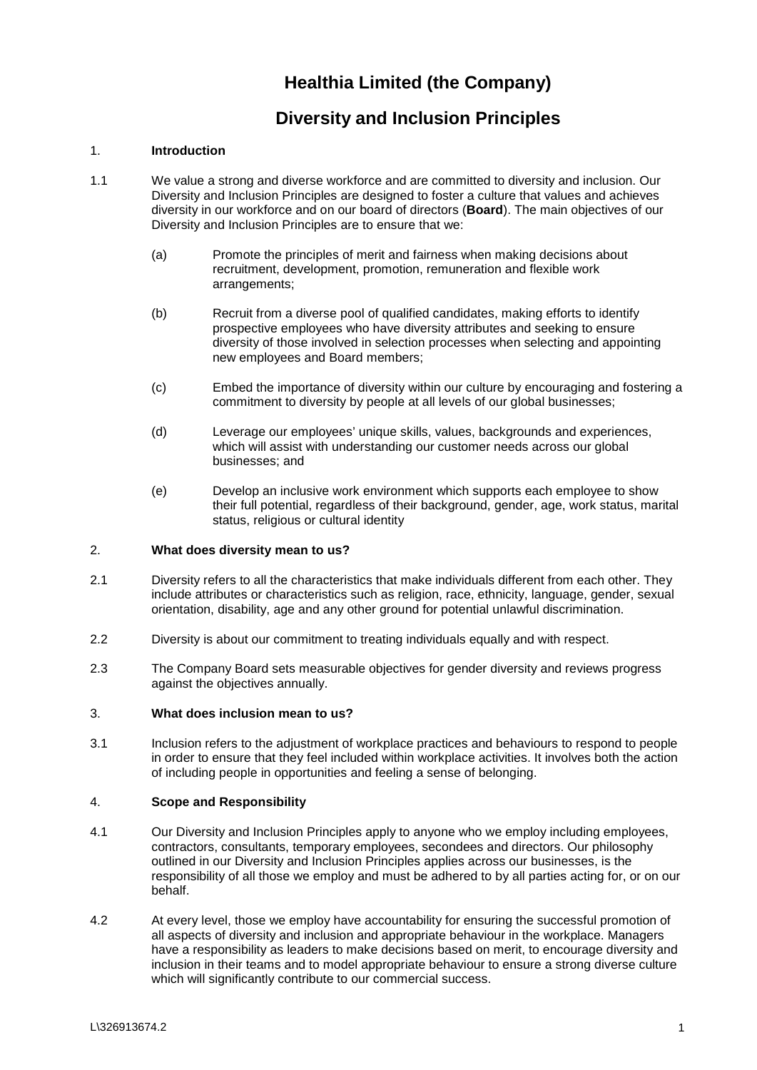# Healthia Limited (the Company)

# Diversity and Inclusion Principles

## 1. Introduction

1.1 We value a strong and diverse workforce and are committed to diversity and inclusion. Our Diversity and Inclusion Principles are designed to foster a culture that values and achieves diversity in our workforce and on our board of directors (**Board**). The main objectives of our Diversity and Inclusion Principles are to ensure that we:

(a) Promote the principles of merit and fairness when making decisions about recruitment, development, promotion, remuneration and flexible work arrangements;

(b) Recruit from a diverse pool of qualified candidates, making efforts to identify prospective employees who have diversity attributes and seeking to ensure diversity of those involved in selection processes when selecting and appointing new employees and Board members;

(c) Embed the importance of diversity within our culture by encouraging and fostering a commitment to diversity by people at all levels of our global businesses;

(d) Leverage our employees' unique skills, values, backgrounds and experiences, which will assist with understanding our customer needs across our global businesses; and

(e) Develop an inclusive work environment which supports each employee to show their full potential, regardless of their background, gender, age, work status, marital status, religious or cultural identity

## 2. What does diversity mean to us?

2.1 Diversity refers to all the characteristics that make individuals different from each other. They include attributes or characteristics such as religion, race, ethnicity, language, gender, sexual orientation, disability, age and any other ground for potential unlawful discrimination.

2.2 Diversity is about our commitment to treating individuals equally and with respect.

2.3 The Company Board sets measurable objectives for gender diversity and reviews progress against the objectives annually.

## 3. What does inclusion mean to us?

3.1 Inclusion refers to the adjustment of workplace practices and behaviours to respond to people in order to ensure that they feel included within workplace activities. It involves both the action of including people in opportunities and feeling a sense of belonging.

## 4. Scope and Responsibility

4.1 Our Diversity and Inclusion Principles apply to anyone who we employ including employees, contractors, consultants, temporary employees, secondees and directors. Our philosophy outlined in our Diversity and Inclusion Principles applies across our businesses, is the responsibility of all those we employ and must be adhered to by all parties acting for, or on our behalf.

4.2 At every level, those we employ have accountability for ensuring the successful promotion of all aspects of diversity and inclusion and appropriate behaviour in the workplace. Managers have a responsibility as leaders to make decisions based on merit, to encourage diversity and inclusion in their teams and to model appropriate behaviour to ensure a strong diverse culture which will significantly contribute to our commercial success.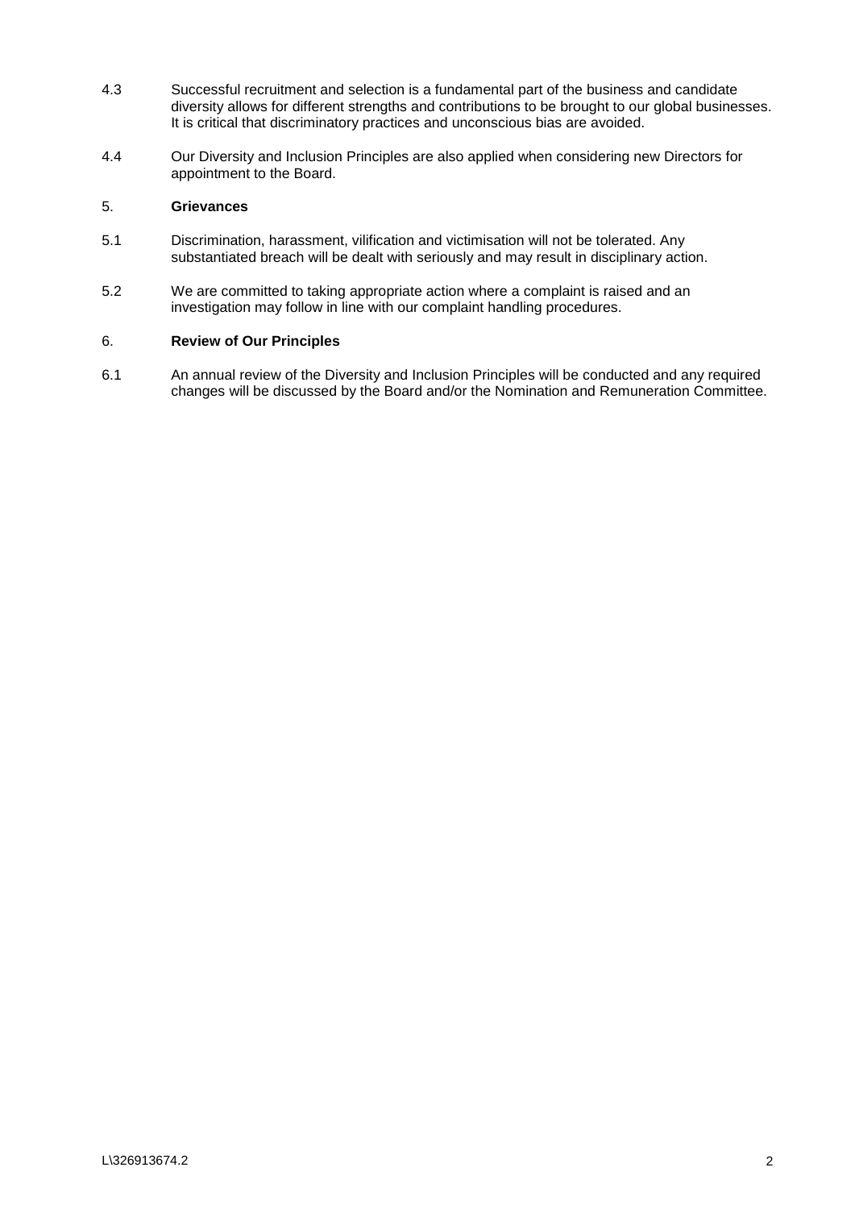4.3 Successful recruitment and selection is a fundamental part of the business and candidate diversity allows for different strengths and contributions to be brought to our global businesses. It is critical that discriminatory practices and unconscious bias are avoided.

4.4 Our Diversity and Inclusion Principles are also applied when considering new Directors for appointment to the Board.

5. **Grievances**

5.1 Discrimination, harassment, vilification and victimisation will not be tolerated. Any substantiated breach will be dealt with seriously and may result in disciplinary action.

5.2 We are committed to taking appropriate action where a complaint is raised and an investigation may follow in line with our complaint handling procedures.

6. **Review of Our Principles**

6.1 An annual review of the Diversity and Inclusion Principles will be conducted and any required changes will be discussed by the Board and/or the Nomination and Remuneration Committee.

L\326913674.2